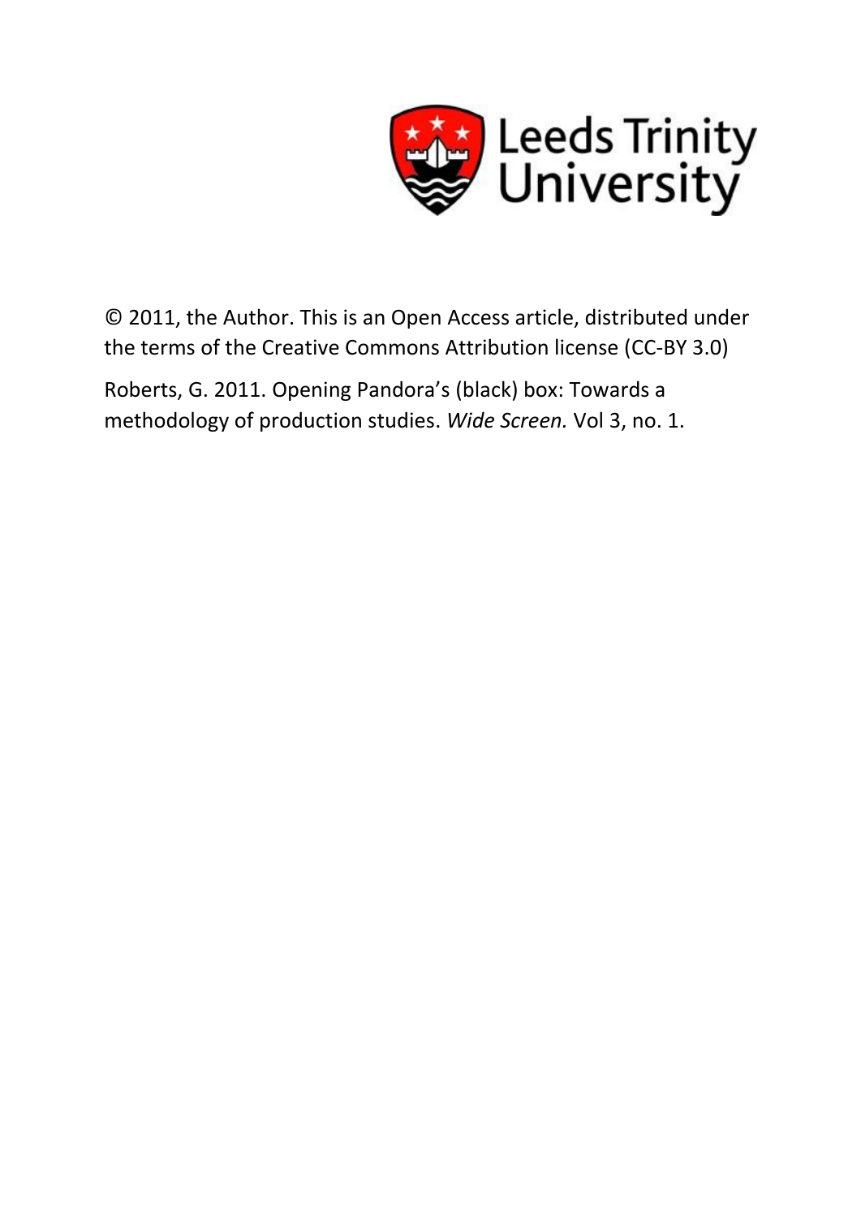Leeds Trinity University

© 2011, the Author. This is an Open Access article, distributed under the terms of the Creative Commons Attribution license (CC-BY 3.0)

Roberts, G. 2011. Opening Pandora's (black) box: Towards a methodology of production studies. *Wide Screen.* Vol 3, no. 1.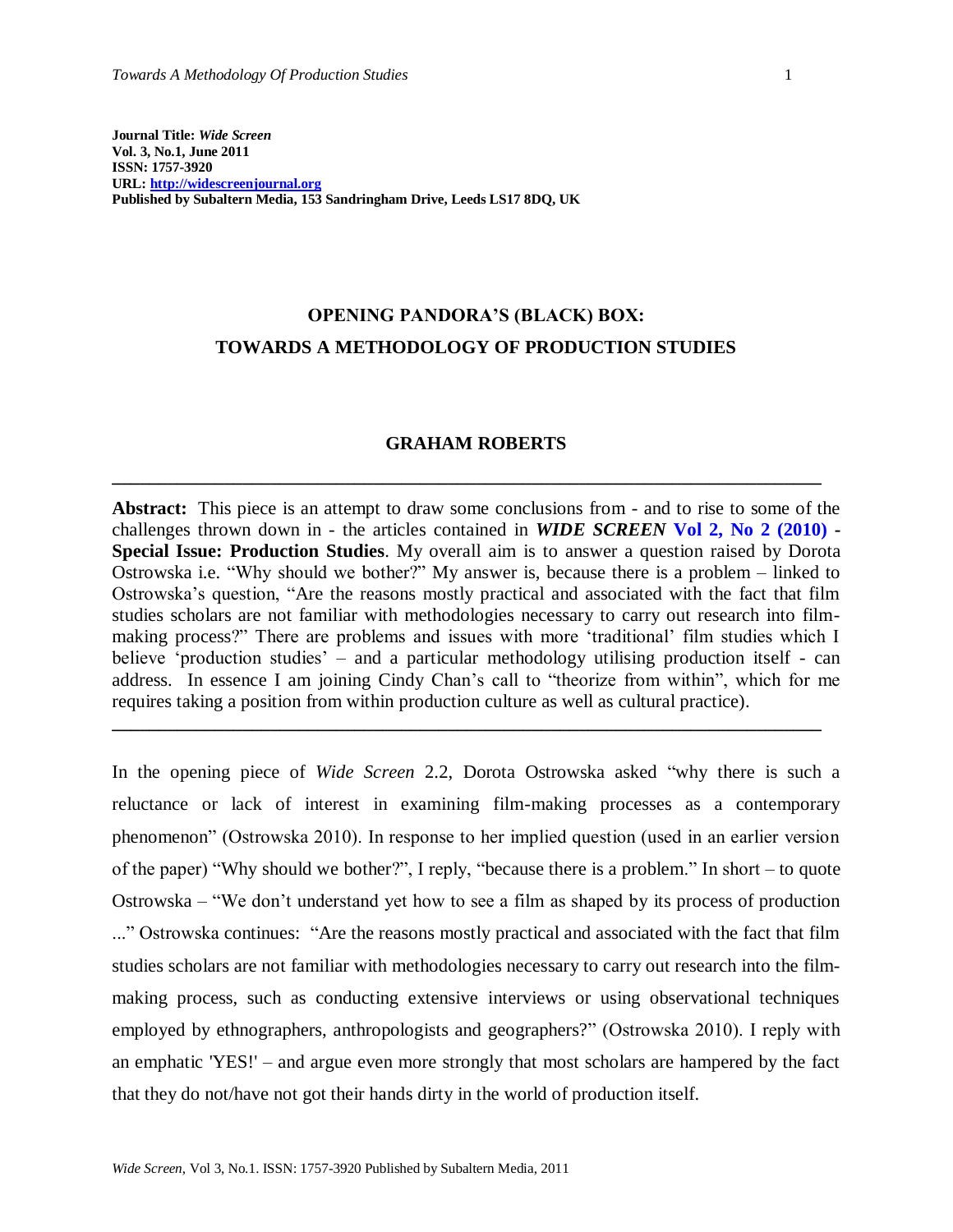**Journal Title:** ***Wide Screen***
**Vol. 3, No.1, June 2011**
**ISSN: 1757-3920**
**URL: [http://widescreenjournal.org](http://widescreenjournal.org)**
**Published by Subaltern Media, 153 Sandringham Drive, Leeds LS17 8DQ, UK**

# OPENING PANDORA'S (BLACK) BOX: TOWARDS A METHODOLOGY OF PRODUCTION STUDIES

## GRAHAM ROBERTS

---

**Abstract:** This piece is an attempt to draw some conclusions from - and to rise to some of the challenges thrown down in - the articles contained in ***WIDE SCREEN* Vol 2, No 2 (2010) - Special Issue: Production Studies**. My overall aim is to answer a question raised by Dorota Ostrowska i.e. "Why should we bother?" My answer is, because there is a problem – linked to Ostrowska's question, "Are the reasons mostly practical and associated with the fact that film studies scholars are not familiar with methodologies necessary to carry out research into film-making process?" There are problems and issues with more 'traditional' film studies which I believe 'production studies' – and a particular methodology utilising production itself - can address. In essence I am joining Cindy Chan's call to "theorize from within", which for me requires taking a position from within production culture as well as cultural practice).

---

In the opening piece of *Wide Screen* 2.2, Dorota Ostrowska asked "why there is such a reluctance or lack of interest in examining film-making processes as a contemporary phenomenon" (Ostrowska 2010). In response to her implied question (used in an earlier version of the paper) "Why should we bother?", I reply, "because there is a problem." In short – to quote Ostrowska – "We don't understand yet how to see a film as shaped by its process of production ..." Ostrowska continues: "Are the reasons mostly practical and associated with the fact that film studies scholars are not familiar with methodologies necessary to carry out research into the film-making process, such as conducting extensive interviews or using observational techniques employed by ethnographers, anthropologists and geographers?" (Ostrowska 2010). I reply with an emphatic 'YES!' – and argue even more strongly that most scholars are hampered by the fact that they do not/have not got their hands dirty in the world of production itself.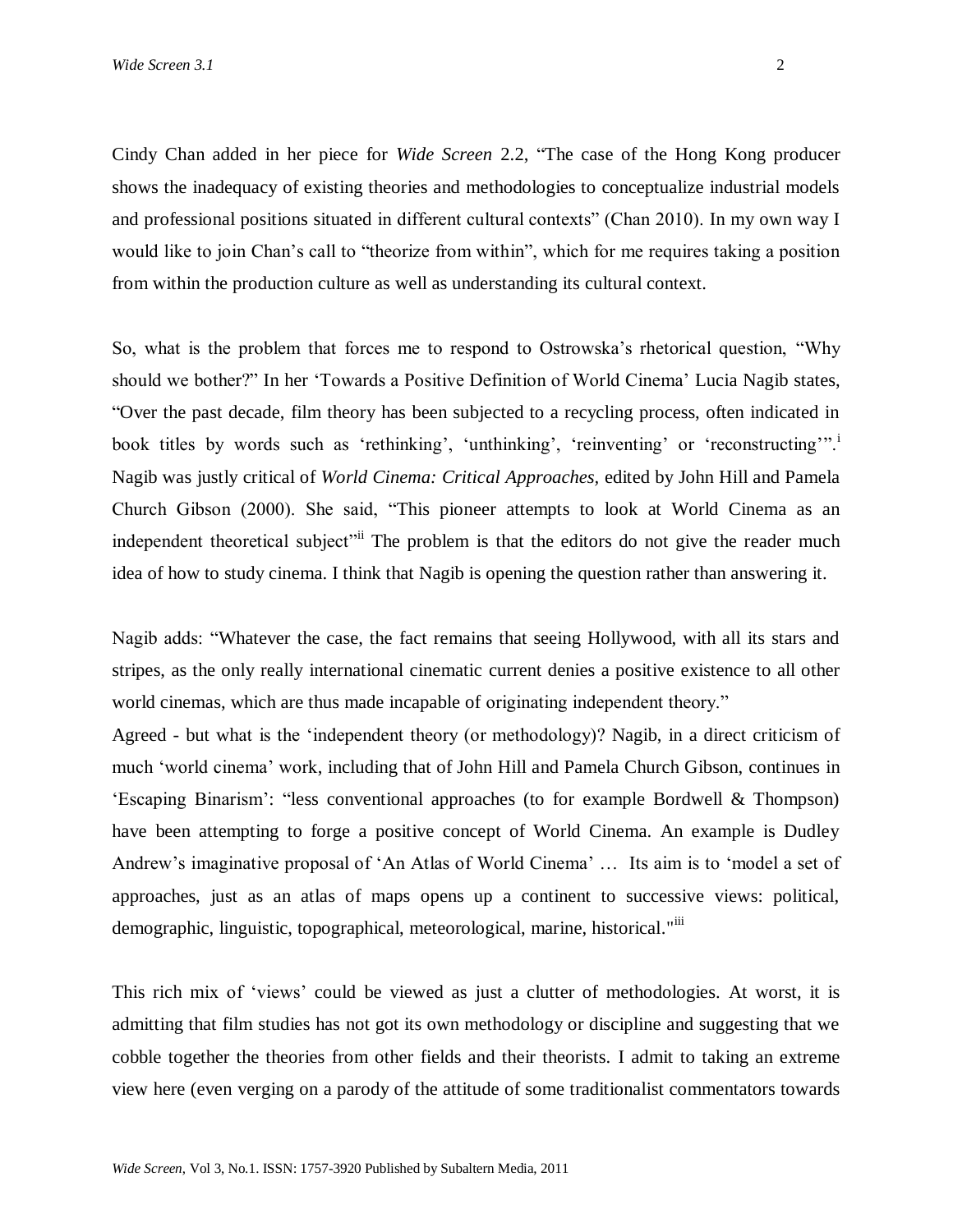Cindy Chan added in her piece for *Wide Screen* 2.2, "The case of the Hong Kong producer shows the inadequacy of existing theories and methodologies to conceptualize industrial models and professional positions situated in different cultural contexts" (Chan 2010). In my own way I would like to join Chan's call to "theorize from within", which for me requires taking a position from within the production culture as well as understanding its cultural context.

So, what is the problem that forces me to respond to Ostrowska's rhetorical question, "Why should we bother?" In her 'Towards a Positive Definition of World Cinema' Lucia Nagib states, "Over the past decade, film theory has been subjected to a recycling process, often indicated in book titles by words such as 'rethinking', 'unthinking', 'reinventing' or 'reconstructing'".[i] Nagib was justly critical of *World Cinema: Critical Approaches,* edited by John Hill and Pamela Church Gibson (2000). She said, "This pioneer attempts to look at World Cinema as an independent theoretical subject"[ii] The problem is that the editors do not give the reader much idea of how to study cinema. I think that Nagib is opening the question rather than answering it.

Nagib adds: "Whatever the case, the fact remains that seeing Hollywood, with all its stars and stripes, as the only really international cinematic current denies a positive existence to all other world cinemas, which are thus made incapable of originating independent theory."
Agreed - but what is the 'independent theory (or methodology)? Nagib, in a direct criticism of much 'world cinema' work, including that of John Hill and Pamela Church Gibson, continues in 'Escaping Binarism': "less conventional approaches (to for example Bordwell & Thompson) have been attempting to forge a positive concept of World Cinema. An example is Dudley Andrew's imaginative proposal of 'An Atlas of World Cinema' … Its aim is to 'model a set of approaches, just as an atlas of maps opens up a continent to successive views: political, demographic, linguistic, topographical, meteorological, marine, historical."[iii]

This rich mix of 'views' could be viewed as just a clutter of methodologies. At worst, it is admitting that film studies has not got its own methodology or discipline and suggesting that we cobble together the theories from other fields and their theorists. I admit to taking an extreme view here (even verging on a parody of the attitude of some traditionalist commentators towards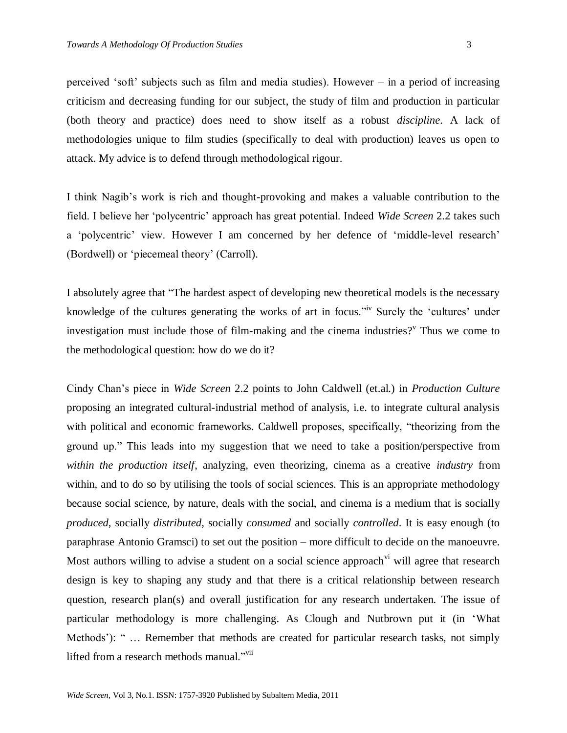perceived 'soft' subjects such as film and media studies). However – in a period of increasing criticism and decreasing funding for our subject, the study of film and production in particular (both theory and practice) does need to show itself as a robust *discipline*. A lack of methodologies unique to film studies (specifically to deal with production) leaves us open to attack. My advice is to defend through methodological rigour.

I think Nagib's work is rich and thought-provoking and makes a valuable contribution to the field. I believe her 'polycentric' approach has great potential. Indeed *Wide Screen* 2.2 takes such a 'polycentric' view. However I am concerned by her defence of 'middle-level research' (Bordwell) or 'piecemeal theory' (Carroll).

I absolutely agree that "The hardest aspect of developing new theoretical models is the necessary knowledge of the cultures generating the works of art in focus."[iv] Surely the 'cultures' under investigation must include those of film-making and the cinema industries?[v] Thus we come to the methodological question: how do we do it?

Cindy Chan's piece in *Wide Screen* 2.2 points to John Caldwell (et.al.) in *Production Culture* proposing an integrated cultural-industrial method of analysis, i.e. to integrate cultural analysis with political and economic frameworks. Caldwell proposes, specifically, "theorizing from the ground up." This leads into my suggestion that we need to take a position/perspective from *within the production itself*, analyzing, even theorizing, cinema as a creative *industry* from within, and to do so by utilising the tools of social sciences. This is an appropriate methodology because social science, by nature, deals with the social, and cinema is a medium that is socially *produced*, socially *distributed*, socially *consumed* and socially *controlled*. It is easy enough (to paraphrase Antonio Gramsci) to set out the position – more difficult to decide on the manoeuvre. Most authors willing to advise a student on a social science approach[vi] will agree that research design is key to shaping any study and that there is a critical relationship between research question, research plan(s) and overall justification for any research undertaken. The issue of particular methodology is more challenging. As Clough and Nutbrown put it (in 'What Methods'): " … Remember that methods are created for particular research tasks, not simply lifted from a research methods manual."[vii]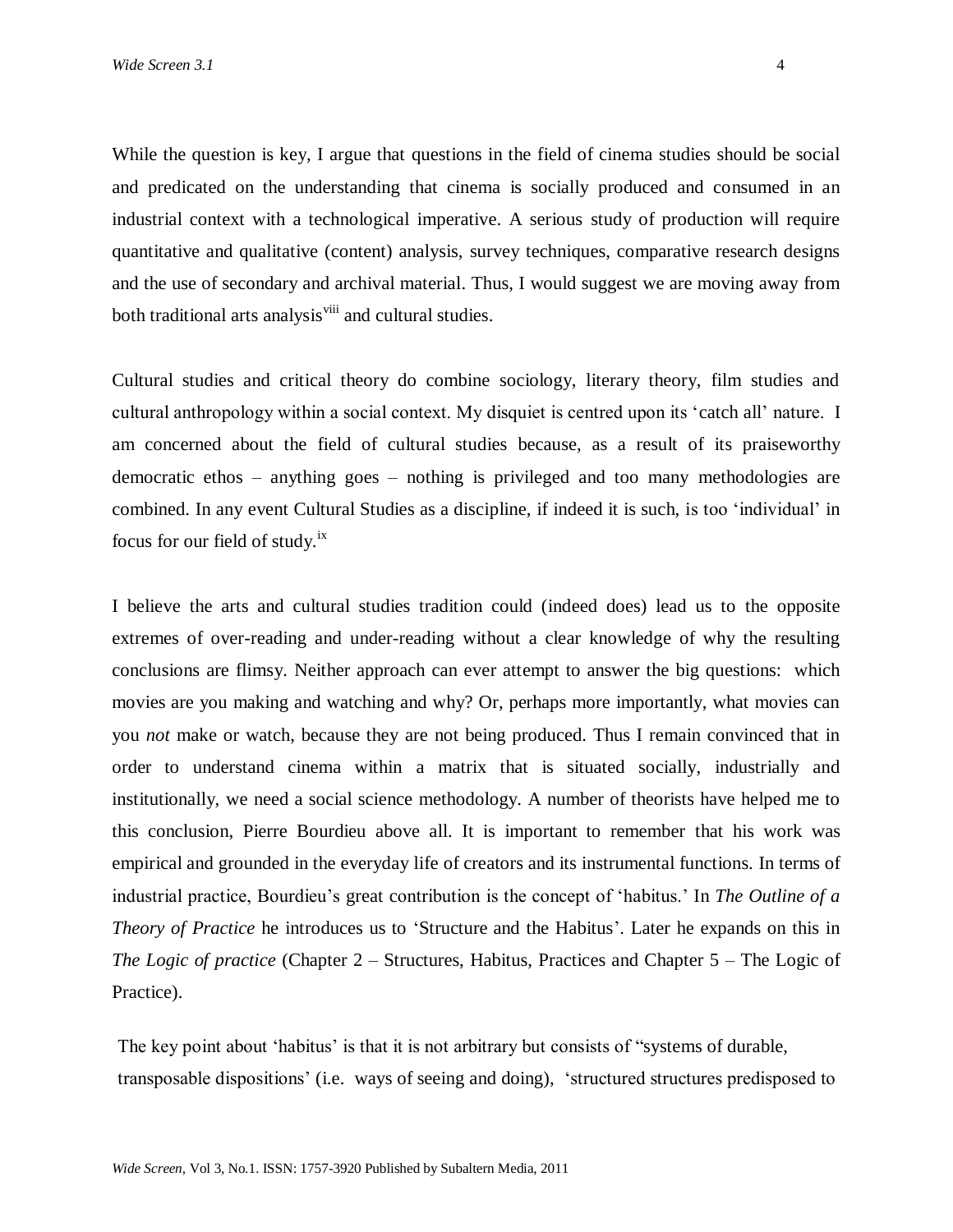While the question is key, I argue that questions in the field of cinema studies should be social and predicated on the understanding that cinema is socially produced and consumed in an industrial context with a technological imperative. A serious study of production will require quantitative and qualitative (content) analysis, survey techniques, comparative research designs and the use of secondary and archival material. Thus, I would suggest we are moving away from both traditional arts analysis[viii] and cultural studies.

Cultural studies and critical theory do combine sociology, literary theory, film studies and cultural anthropology within a social context. My disquiet is centred upon its 'catch all' nature. I am concerned about the field of cultural studies because, as a result of its praiseworthy democratic ethos – anything goes – nothing is privileged and too many methodologies are combined. In any event Cultural Studies as a discipline, if indeed it is such, is too 'individual' in focus for our field of study.[ix]

I believe the arts and cultural studies tradition could (indeed does) lead us to the opposite extremes of over-reading and under-reading without a clear knowledge of why the resulting conclusions are flimsy. Neither approach can ever attempt to answer the big questions: which movies are you making and watching and why? Or, perhaps more importantly, what movies can you *not* make or watch, because they are not being produced. Thus I remain convinced that in order to understand cinema within a matrix that is situated socially, industrially and institutionally, we need a social science methodology. A number of theorists have helped me to this conclusion, Pierre Bourdieu above all. It is important to remember that his work was empirical and grounded in the everyday life of creators and its instrumental functions. In terms of industrial practice, Bourdieu's great contribution is the concept of 'habitus.' In *The Outline of a Theory of Practice* he introduces us to 'Structure and the Habitus'. Later he expands on this in *The Logic of practice* (Chapter 2 – Structures, Habitus, Practices and Chapter 5 – The Logic of Practice).

The key point about 'habitus' is that it is not arbitrary but consists of "systems of durable, transposable dispositions' (i.e. ways of seeing and doing), 'structured structures predisposed to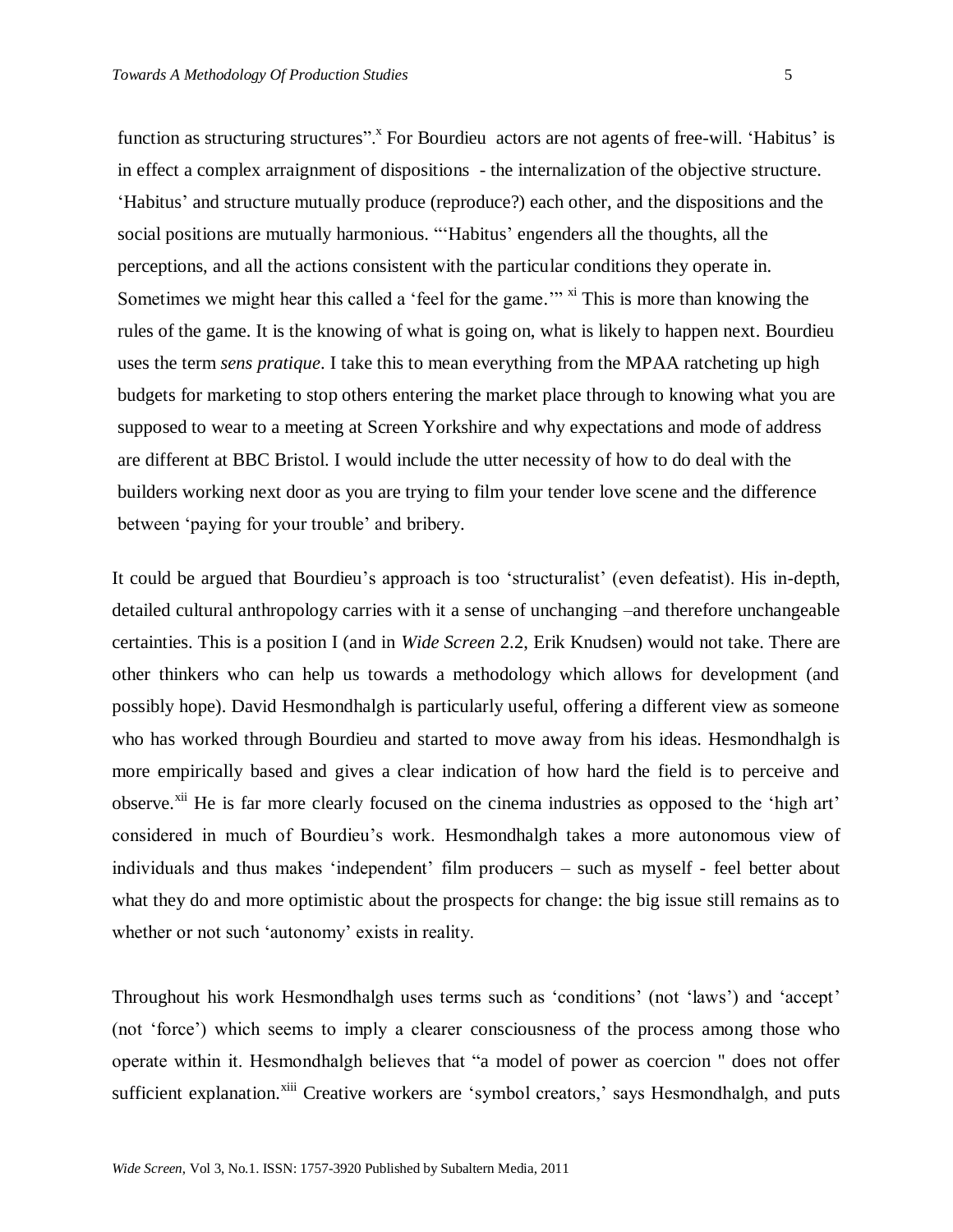function as structuring structures".[x] For Bourdieu actors are not agents of free-will. 'Habitus' is in effect a complex arraignment of dispositions - the internalization of the objective structure. 'Habitus' and structure mutually produce (reproduce?) each other, and the dispositions and the social positions are mutually harmonious. "'Habitus' engenders all the thoughts, all the perceptions, and all the actions consistent with the particular conditions they operate in. Sometimes we might hear this called a 'feel for the game.'" [xi] This is more than knowing the rules of the game. It is the knowing of what is going on, what is likely to happen next. Bourdieu uses the term *sens pratique*. I take this to mean everything from the MPAA ratcheting up high budgets for marketing to stop others entering the market place through to knowing what you are supposed to wear to a meeting at Screen Yorkshire and why expectations and mode of address are different at BBC Bristol. I would include the utter necessity of how to do deal with the builders working next door as you are trying to film your tender love scene and the difference between 'paying for your trouble' and bribery.

It could be argued that Bourdieu's approach is too 'structuralist' (even defeatist). His in-depth, detailed cultural anthropology carries with it a sense of unchanging –and therefore unchangeable certainties. This is a position I (and in *Wide Screen* 2.2, Erik Knudsen) would not take. There are other thinkers who can help us towards a methodology which allows for development (and possibly hope). David Hesmondhalgh is particularly useful, offering a different view as someone who has worked through Bourdieu and started to move away from his ideas. Hesmondhalgh is more empirically based and gives a clear indication of how hard the field is to perceive and observe.[xii] He is far more clearly focused on the cinema industries as opposed to the 'high art' considered in much of Bourdieu's work. Hesmondhalgh takes a more autonomous view of individuals and thus makes 'independent' film producers – such as myself - feel better about what they do and more optimistic about the prospects for change: the big issue still remains as to whether or not such 'autonomy' exists in reality.

Throughout his work Hesmondhalgh uses terms such as 'conditions' (not 'laws') and 'accept' (not 'force') which seems to imply a clearer consciousness of the process among those who operate within it. Hesmondhalgh believes that "a model of power as coercion " does not offer sufficient explanation.[xiii] Creative workers are 'symbol creators,' says Hesmondhalgh, and puts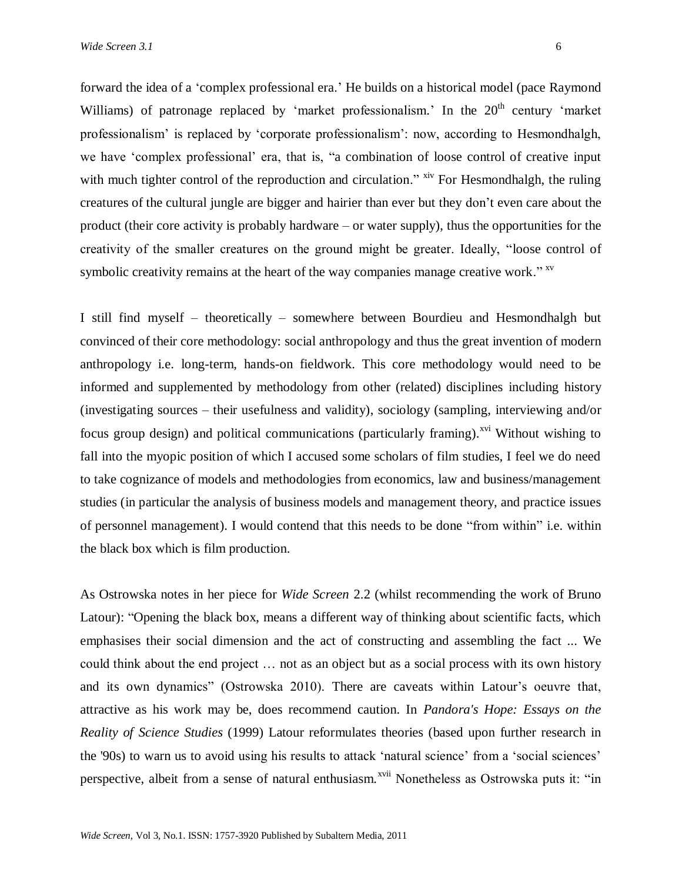forward the idea of a 'complex professional era.' He builds on a historical model (pace Raymond Williams) of patronage replaced by 'market professionalism.' In the 20th century 'market professionalism' is replaced by 'corporate professionalism': now, according to Hesmondhalgh, we have 'complex professional' era, that is, "a combination of loose control of creative input with much tighter control of the reproduction and circulation." [xiv] For Hesmondhalgh, the ruling creatures of the cultural jungle are bigger and hairier than ever but they don't even care about the product (their core activity is probably hardware – or water supply), thus the opportunities for the creativity of the smaller creatures on the ground might be greater. Ideally, "loose control of symbolic creativity remains at the heart of the way companies manage creative work." [xv]

I still find myself – theoretically – somewhere between Bourdieu and Hesmondhalgh but convinced of their core methodology: social anthropology and thus the great invention of modern anthropology i.e. long-term, hands-on fieldwork. This core methodology would need to be informed and supplemented by methodology from other (related) disciplines including history (investigating sources – their usefulness and validity), sociology (sampling, interviewing and/or focus group design) and political communications (particularly framing).[xvi] Without wishing to fall into the myopic position of which I accused some scholars of film studies, I feel we do need to take cognizance of models and methodologies from economics, law and business/management studies (in particular the analysis of business models and management theory, and practice issues of personnel management). I would contend that this needs to be done "from within" i.e. within the black box which is film production.

As Ostrowska notes in her piece for *Wide Screen* 2.2 (whilst recommending the work of Bruno Latour): "Opening the black box, means a different way of thinking about scientific facts, which emphasises their social dimension and the act of constructing and assembling the fact ... We could think about the end project … not as an object but as a social process with its own history and its own dynamics" (Ostrowska 2010). There are caveats within Latour's oeuvre that, attractive as his work may be, does recommend caution. In *Pandora's Hope: Essays on the Reality of Science Studies* (1999) Latour reformulates theories (based upon further research in the '90s) to warn us to avoid using his results to attack 'natural science' from a 'social sciences' perspective, albeit from a sense of natural enthusiasm.[xvii] Nonetheless as Ostrowska puts it: "in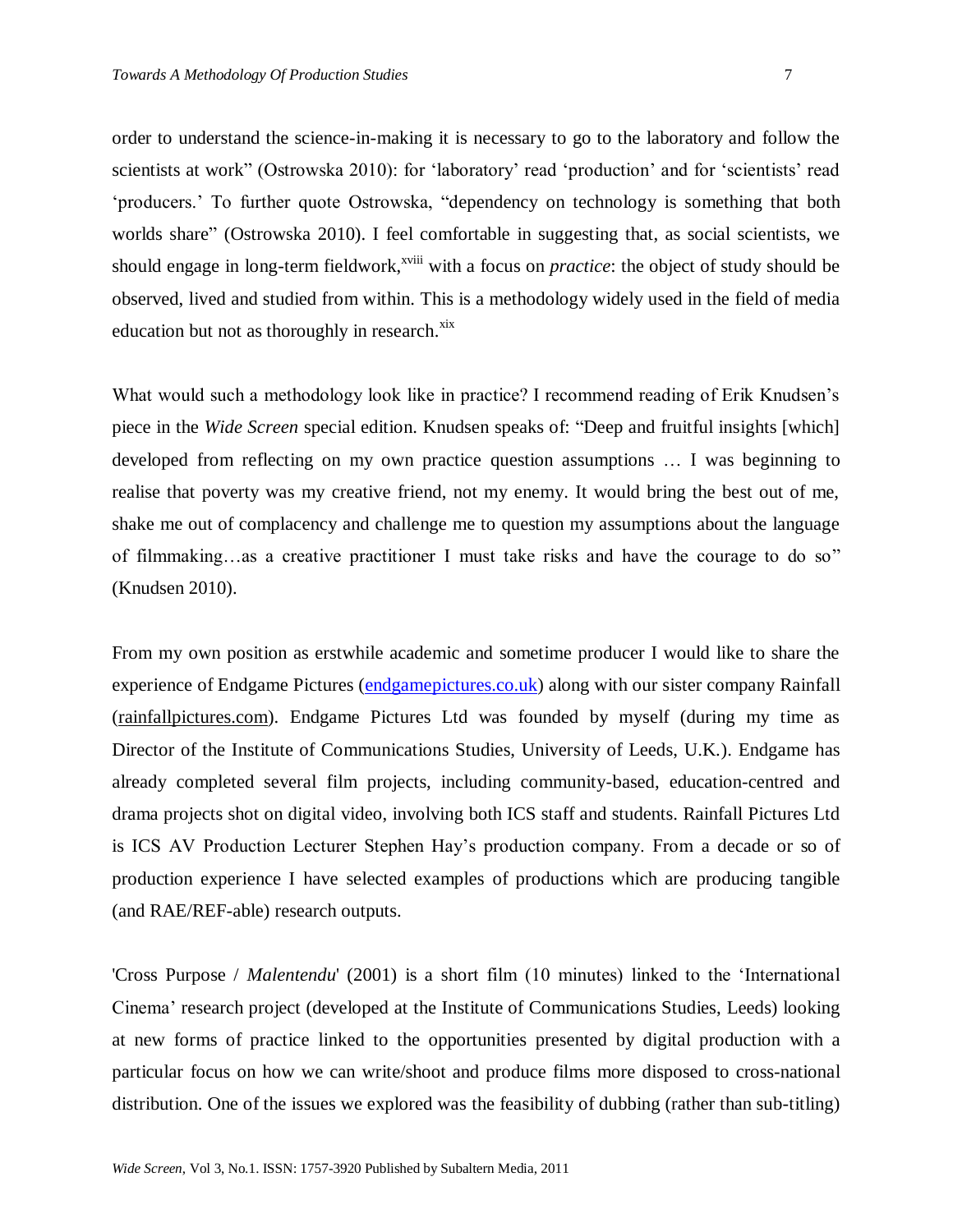order to understand the science-in-making it is necessary to go to the laboratory and follow the scientists at work" (Ostrowska 2010): for 'laboratory' read 'production' and for 'scientists' read 'producers.' To further quote Ostrowska, "dependency on technology is something that both worlds share" (Ostrowska 2010). I feel comfortable in suggesting that, as social scientists, we should engage in long-term fieldwork,[xviii] with a focus on *practice*: the object of study should be observed, lived and studied from within. This is a methodology widely used in the field of media education but not as thoroughly in research.[xix]

What would such a methodology look like in practice? I recommend reading of Erik Knudsen's piece in the *Wide Screen* special edition. Knudsen speaks of: "Deep and fruitful insights [which] developed from reflecting on my own practice question assumptions … I was beginning to realise that poverty was my creative friend, not my enemy. It would bring the best out of me, shake me out of complacency and challenge me to question my assumptions about the language of filmmaking…as a creative practitioner I must take risks and have the courage to do so" (Knudsen 2010).

From my own position as erstwhile academic and sometime producer I would like to share the experience of Endgame Pictures ([endgamepictures.co.uk](endgamepictures.co.uk)) along with our sister company Rainfall (rainfallpictures.com). Endgame Pictures Ltd was founded by myself (during my time as Director of the Institute of Communications Studies, University of Leeds, U.K.). Endgame has already completed several film projects, including community-based, education-centred and drama projects shot on digital video, involving both ICS staff and students. Rainfall Pictures Ltd is ICS AV Production Lecturer Stephen Hay's production company. From a decade or so of production experience I have selected examples of productions which are producing tangible (and RAE/REF-able) research outputs.

'Cross Purpose / *Malentendu*' (2001) is a short film (10 minutes) linked to the 'International Cinema' research project (developed at the Institute of Communications Studies, Leeds) looking at new forms of practice linked to the opportunities presented by digital production with a particular focus on how we can write/shoot and produce films more disposed to cross-national distribution. One of the issues we explored was the feasibility of dubbing (rather than sub-titling)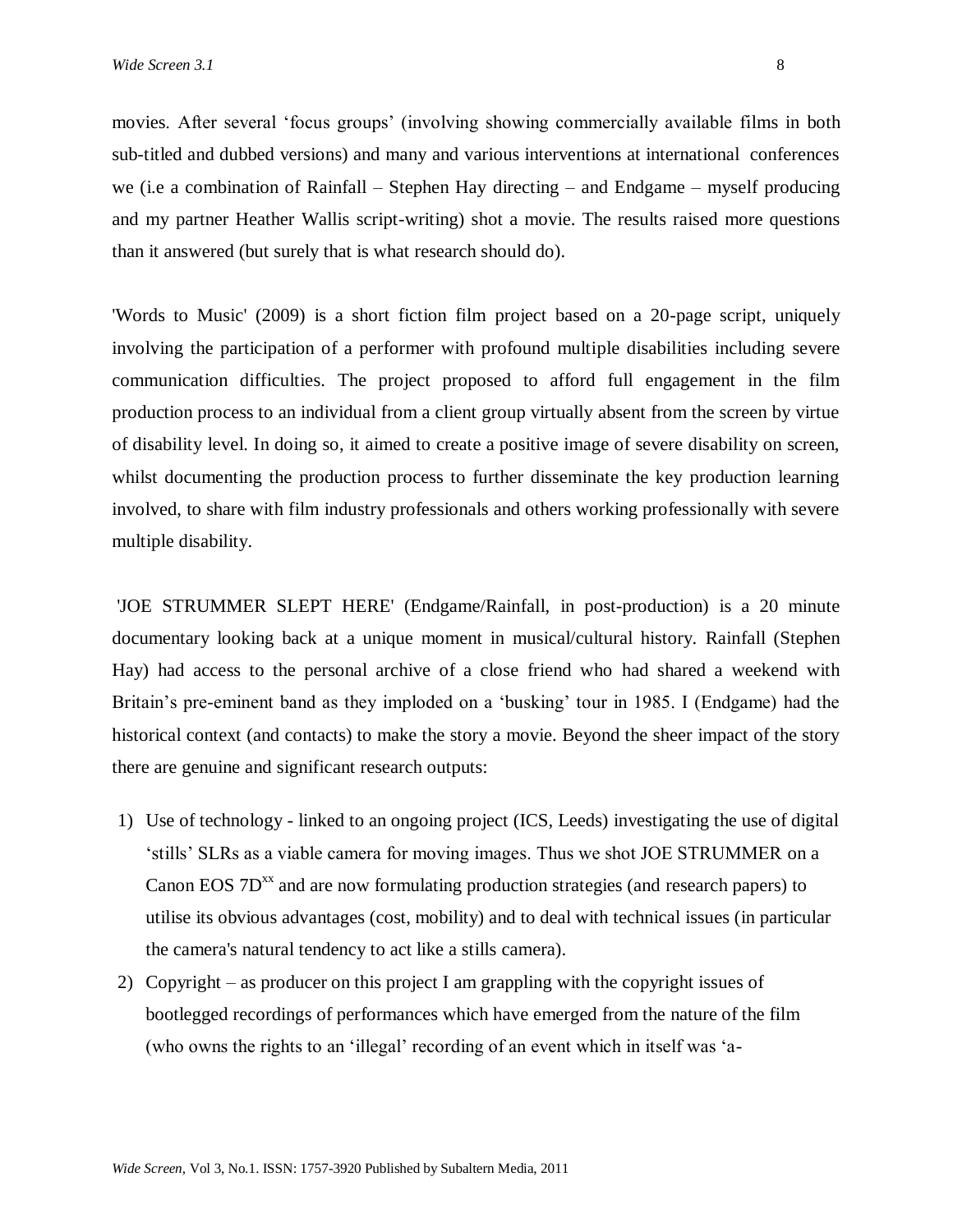movies. After several 'focus groups' (involving showing commercially available films in both sub-titled and dubbed versions) and many and various interventions at international conferences we (i.e a combination of Rainfall – Stephen Hay directing – and Endgame – myself producing and my partner Heather Wallis script-writing) shot a movie. The results raised more questions than it answered (but surely that is what research should do).

'Words to Music' (2009) is a short fiction film project based on a 20-page script, uniquely involving the participation of a performer with profound multiple disabilities including severe communication difficulties. The project proposed to afford full engagement in the film production process to an individual from a client group virtually absent from the screen by virtue of disability level. In doing so, it aimed to create a positive image of severe disability on screen, whilst documenting the production process to further disseminate the key production learning involved, to share with film industry professionals and others working professionally with severe multiple disability.

'JOE STRUMMER SLEPT HERE' (Endgame/Rainfall, in post-production) is a 20 minute documentary looking back at a unique moment in musical/cultural history. Rainfall (Stephen Hay) had access to the personal archive of a close friend who had shared a weekend with Britain's pre-eminent band as they imploded on a 'busking' tour in 1985. I (Endgame) had the historical context (and contacts) to make the story a movie. Beyond the sheer impact of the story there are genuine and significant research outputs:

1) Use of technology - linked to an ongoing project (ICS, Leeds) investigating the use of digital 'stills' SLRs as a viable camera for moving images. Thus we shot JOE STRUMMER on a Canon EOS 7D[xx] and are now formulating production strategies (and research papers) to utilise its obvious advantages (cost, mobility) and to deal with technical issues (in particular the camera's natural tendency to act like a stills camera).
2) Copyright – as producer on this project I am grappling with the copyright issues of bootlegged recordings of performances which have emerged from the nature of the film (who owns the rights to an 'illegal' recording of an event which in itself was 'a-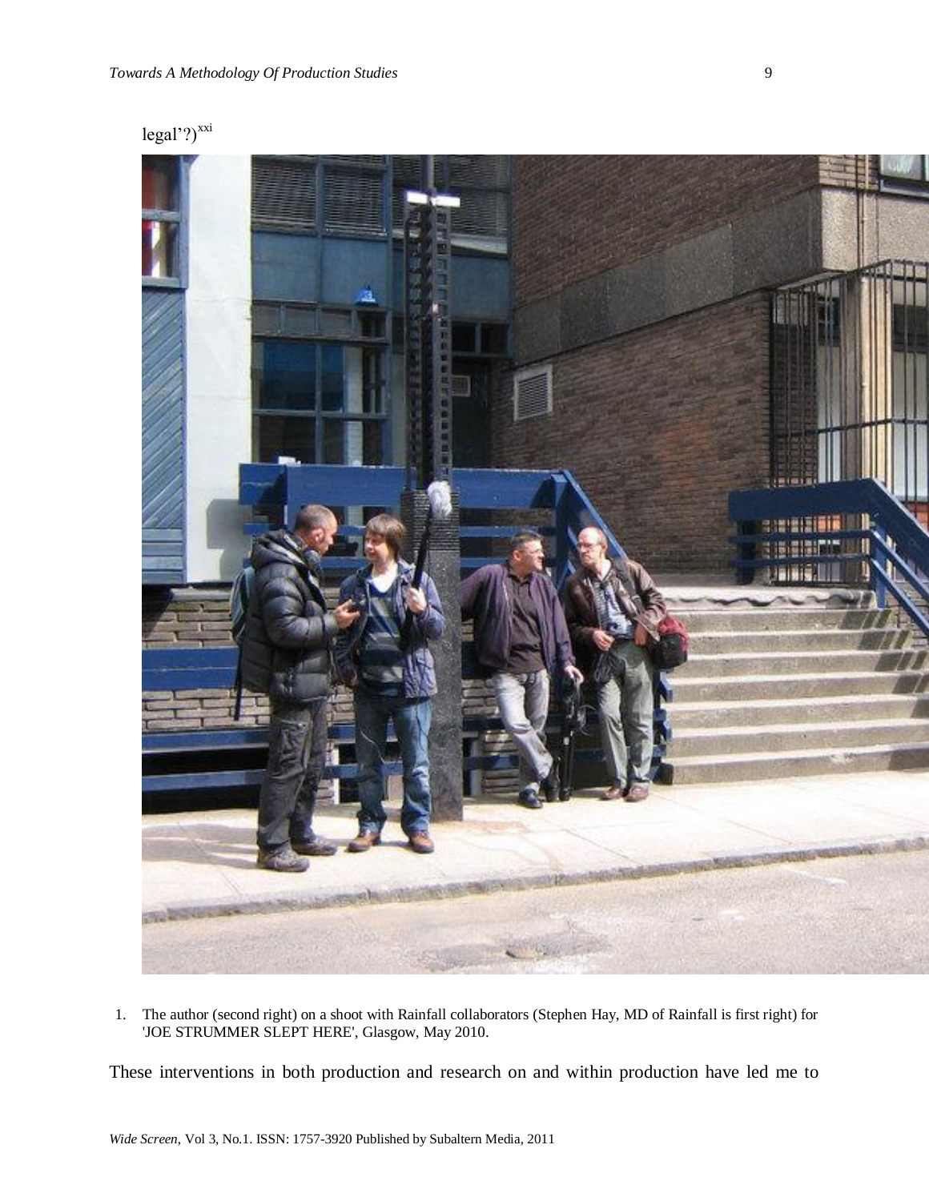legal'?)[xxi]

1. The author (second right) on a shoot with Rainfall collaborators (Stephen Hay, MD of Rainfall is first right) for 'JOE STRUMMER SLEPT HERE', Glasgow, May 2010.

These interventions in both production and research on and within production have led me to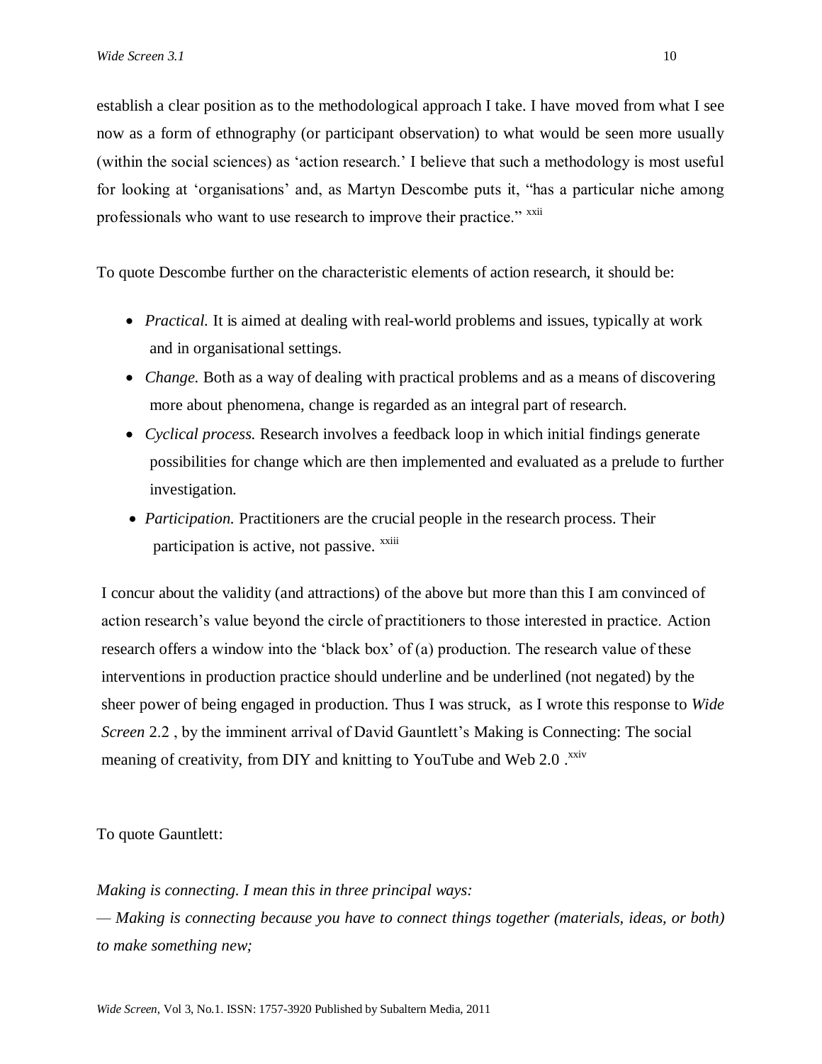establish a clear position as to the methodological approach I take. I have moved from what I see now as a form of ethnography (or participant observation) to what would be seen more usually (within the social sciences) as 'action research.' I believe that such a methodology is most useful for looking at 'organisations' and, as Martyn Descombe puts it, "has a particular niche among professionals who want to use research to improve their practice." [xxii]

To quote Descombe further on the characteristic elements of action research, it should be:

- *Practical.* It is aimed at dealing with real-world problems and issues, typically at work and in organisational settings.
- *Change.* Both as a way of dealing with practical problems and as a means of discovering more about phenomena, change is regarded as an integral part of research.
- *Cyclical process.* Research involves a feedback loop in which initial findings generate possibilities for change which are then implemented and evaluated as a prelude to further investigation.
- *Participation.* Practitioners are the crucial people in the research process. Their participation is active, not passive. [xxiii]

I concur about the validity (and attractions) of the above but more than this I am convinced of action research's value beyond the circle of practitioners to those interested in practice. Action research offers a window into the 'black box' of (a) production. The research value of these interventions in production practice should underline and be underlined (not negated) by the sheer power of being engaged in production. Thus I was struck, as I wrote this response to *Wide Screen* 2.2 , by the imminent arrival of David Gauntlett's Making is Connecting: The social meaning of creativity, from DIY and knitting to YouTube and Web 2.0 .[xxiv]

To quote Gauntlett:

*Making is connecting. I mean this in three principal ways:*
*— Making is connecting because you have to connect things together (materials, ideas, or both) to make something new;*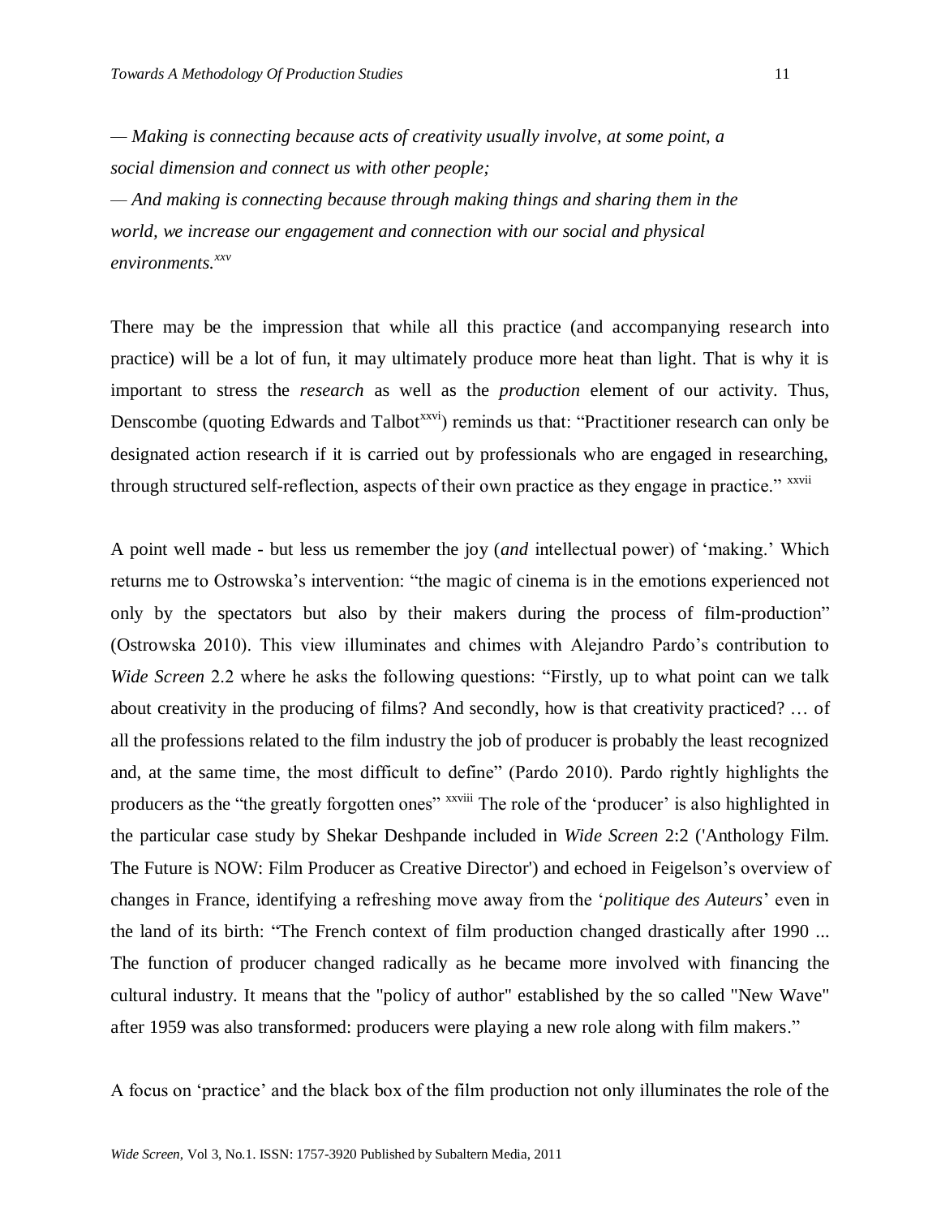*— Making is connecting because acts of creativity usually involve, at some point, a social dimension and connect us with other people;*

*— And making is connecting because through making things and sharing them in the world, we increase our engagement and connection with our social and physical environments.*[xxv]

There may be the impression that while all this practice (and accompanying research into practice) will be a lot of fun, it may ultimately produce more heat than light. That is why it is important to stress the *research* as well as the *production* element of our activity. Thus, Denscombe (quoting Edwards and Talbot[xxvi]) reminds us that: "Practitioner research can only be designated action research if it is carried out by professionals who are engaged in researching, through structured self-reflection, aspects of their own practice as they engage in practice." [xxvii]

A point well made - but less us remember the joy (*and* intellectual power) of 'making.' Which returns me to Ostrowska's intervention: "the magic of cinema is in the emotions experienced not only by the spectators but also by their makers during the process of film-production" (Ostrowska 2010). This view illuminates and chimes with Alejandro Pardo's contribution to *Wide Screen* 2.2 where he asks the following questions: "Firstly, up to what point can we talk about creativity in the producing of films? And secondly, how is that creativity practiced? … of all the professions related to the film industry the job of producer is probably the least recognized and, at the same time, the most difficult to define" (Pardo 2010). Pardo rightly highlights the producers as the "the greatly forgotten ones" [xxviii] The role of the 'producer' is also highlighted in the particular case study by Shekar Deshpande included in *Wide Screen* 2:2 ('Anthology Film. The Future is NOW: Film Producer as Creative Director') and echoed in Feigelson's overview of changes in France, identifying a refreshing move away from the '*politique des Auteurs*' even in the land of its birth: "The French context of film production changed drastically after 1990 ... The function of producer changed radically as he became more involved with financing the cultural industry. It means that the "policy of author" established by the so called "New Wave" after 1959 was also transformed: producers were playing a new role along with film makers."

A focus on 'practice' and the black box of the film production not only illuminates the role of the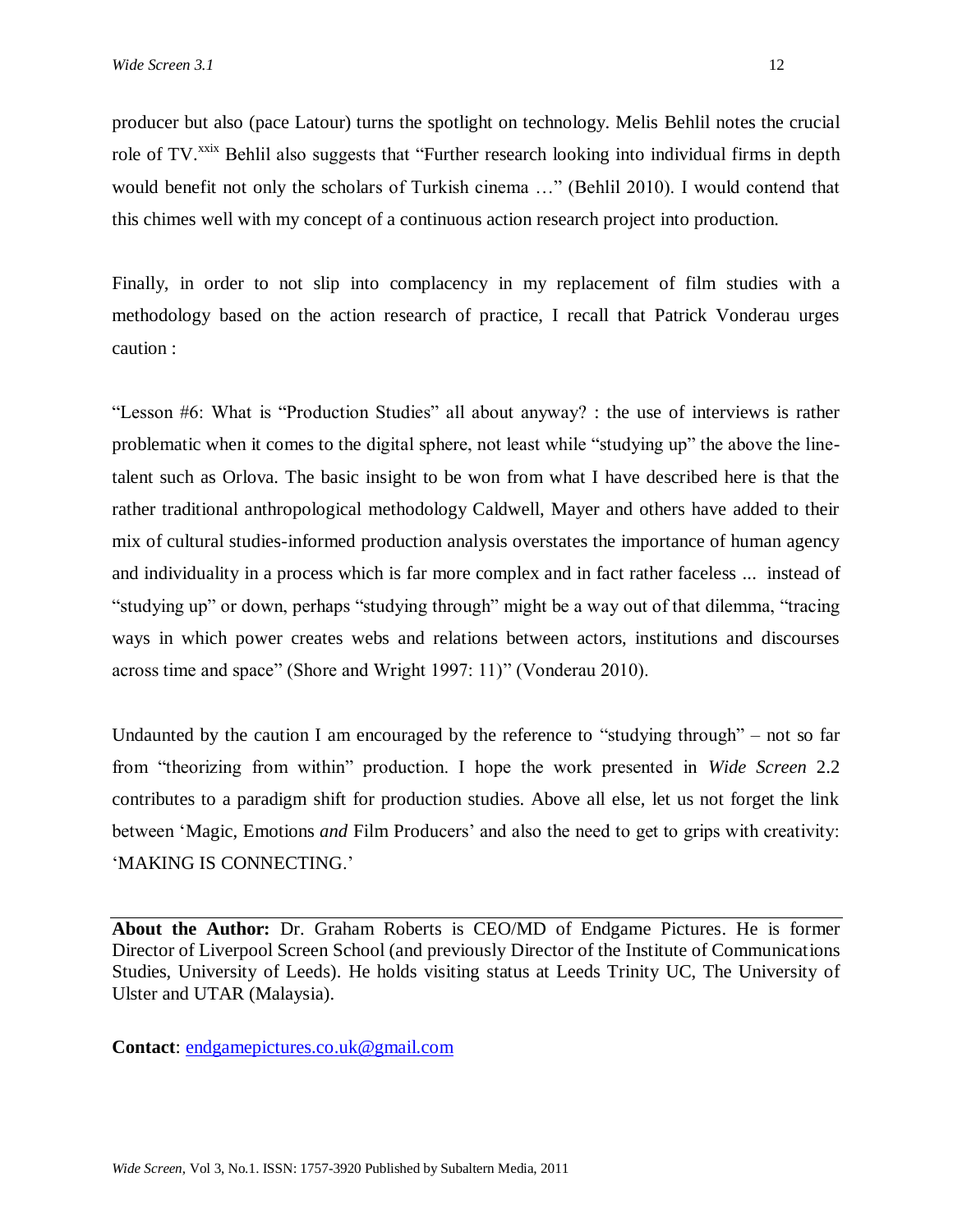producer but also (pace Latour) turns the spotlight on technology. Melis Behlil notes the crucial role of TV.[xxix] Behlil also suggests that "Further research looking into individual firms in depth would benefit not only the scholars of Turkish cinema …" (Behlil 2010). I would contend that this chimes well with my concept of a continuous action research project into production.

Finally, in order to not slip into complacency in my replacement of film studies with a methodology based on the action research of practice, I recall that Patrick Vonderau urges caution :

"Lesson #6: What is "Production Studies" all about anyway? : the use of interviews is rather problematic when it comes to the digital sphere, not least while "studying up" the above the line-talent such as Orlova. The basic insight to be won from what I have described here is that the rather traditional anthropological methodology Caldwell, Mayer and others have added to their mix of cultural studies-informed production analysis overstates the importance of human agency and individuality in a process which is far more complex and in fact rather faceless ... instead of "studying up" or down, perhaps "studying through" might be a way out of that dilemma, "tracing ways in which power creates webs and relations between actors, institutions and discourses across time and space" (Shore and Wright 1997: 11)" (Vonderau 2010).

Undaunted by the caution I am encouraged by the reference to "studying through" – not so far from "theorizing from within" production. I hope the work presented in *Wide Screen* 2.2 contributes to a paradigm shift for production studies. Above all else, let us not forget the link between 'Magic, Emotions *and* Film Producers' and also the need to get to grips with creativity: 'MAKING IS CONNECTING.'

---

**About the Author:** Dr. Graham Roberts is CEO/MD of Endgame Pictures. He is former Director of Liverpool Screen School (and previously Director of the Institute of Communications Studies, University of Leeds). He holds visiting status at Leeds Trinity UC, The University of Ulster and UTAR (Malaysia).

**Contact**: endgamepictures.co.uk@gmail.com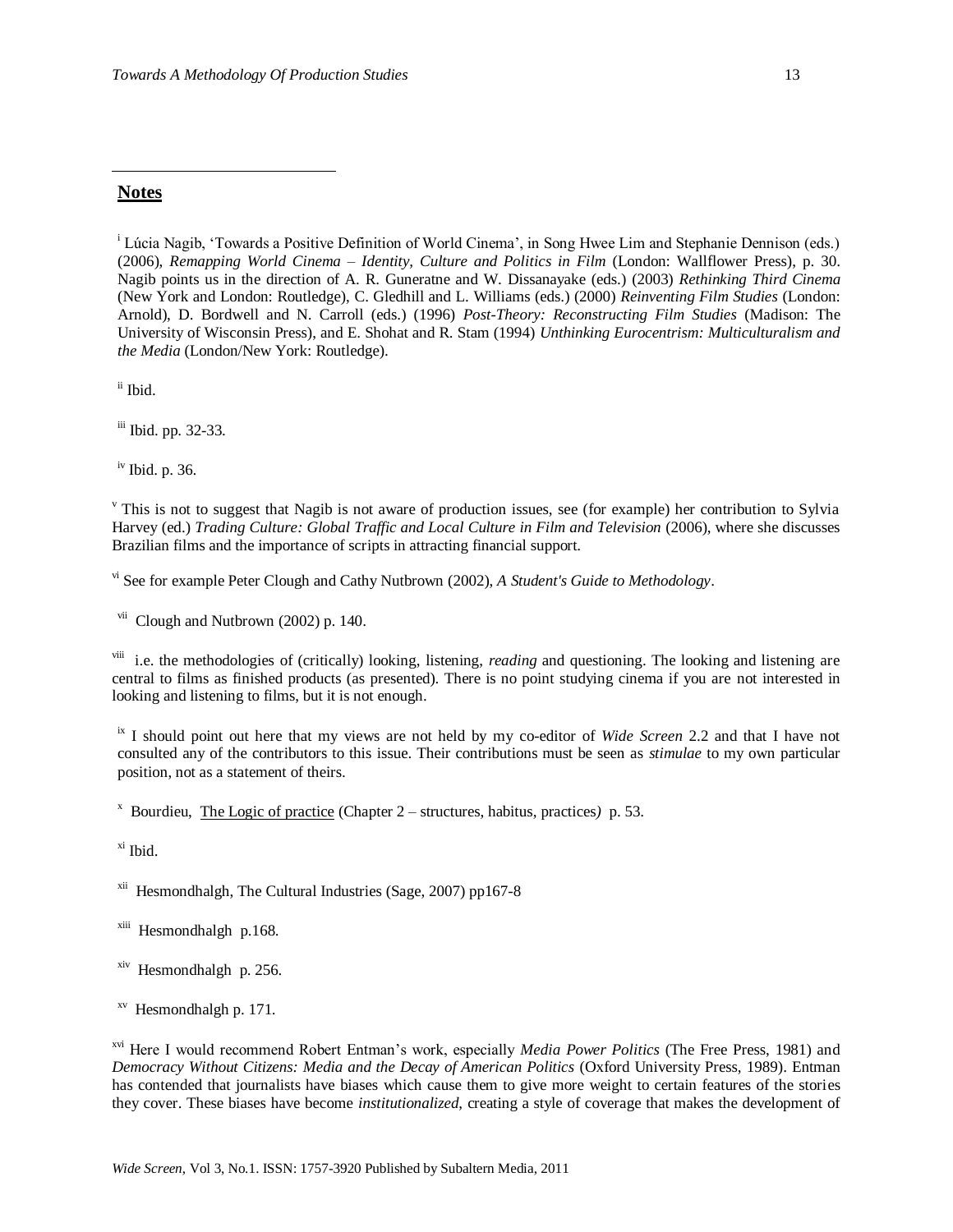## Notes

[i] Lúcia Nagib, 'Towards a Positive Definition of World Cinema', in Song Hwee Lim and Stephanie Dennison (eds.) (2006), *Remapping World Cinema – Identity, Culture and Politics in Film* (London: Wallflower Press), p. 30. Nagib points us in the direction of A. R. Guneratne and W. Dissanayake (eds.) (2003) *Rethinking Third Cinema* (New York and London: Routledge), C. Gledhill and L. Williams (eds.) (2000) *Reinventing Film Studies* (London: Arnold), D. Bordwell and N. Carroll (eds.) (1996) *Post-Theory: Reconstructing Film Studies* (Madison: The University of Wisconsin Press), and E. Shohat and R. Stam (1994) *Unthinking Eurocentrism: Multiculturalism and the Media* (London/New York: Routledge).

[ii] Ibid.

[iii] Ibid. pp. 32-33.

[iv] Ibid. p. 36.

[v] This is not to suggest that Nagib is not aware of production issues, see (for example) her contribution to Sylvia Harvey (ed.) *Trading Culture: Global Traffic and Local Culture in Film and Television* (2006), where she discusses Brazilian films and the importance of scripts in attracting financial support.

[vi] See for example Peter Clough and Cathy Nutbrown (2002), *A Student's Guide to Methodology*.

[vii] Clough and Nutbrown (2002) p. 140.

[viii] i.e. the methodologies of (critically) looking, listening, *reading* and questioning. The looking and listening are central to films as finished products (as presented). There is no point studying cinema if you are not interested in looking and listening to films, but it is not enough.

[ix] I should point out here that my views are not held by my co-editor of *Wide Screen* 2.2 and that I have not consulted any of the contributors to this issue. Their contributions must be seen as *stimulae* to my own particular position, not as a statement of theirs.

[x] Bourdieu, The Logic of practice (Chapter 2 – structures, habitus, practices*)* p. 53.

[xi] Ibid.

[xii] Hesmondhalgh, The Cultural Industries (Sage, 2007) pp167-8

[xiii] Hesmondhalgh p.168.

[xiv] Hesmondhalgh p. 256.

[xv] Hesmondhalgh p. 171.

[xvi] Here I would recommend Robert Entman's work, especially *Media Power Politics* (The Free Press, 1981) and *Democracy Without Citizens: Media and the Decay of American Politics* (Oxford University Press, 1989). Entman has contended that journalists have biases which cause them to give more weight to certain features of the stories they cover. These biases have become *institutionalized,* creating a style of coverage that makes the development of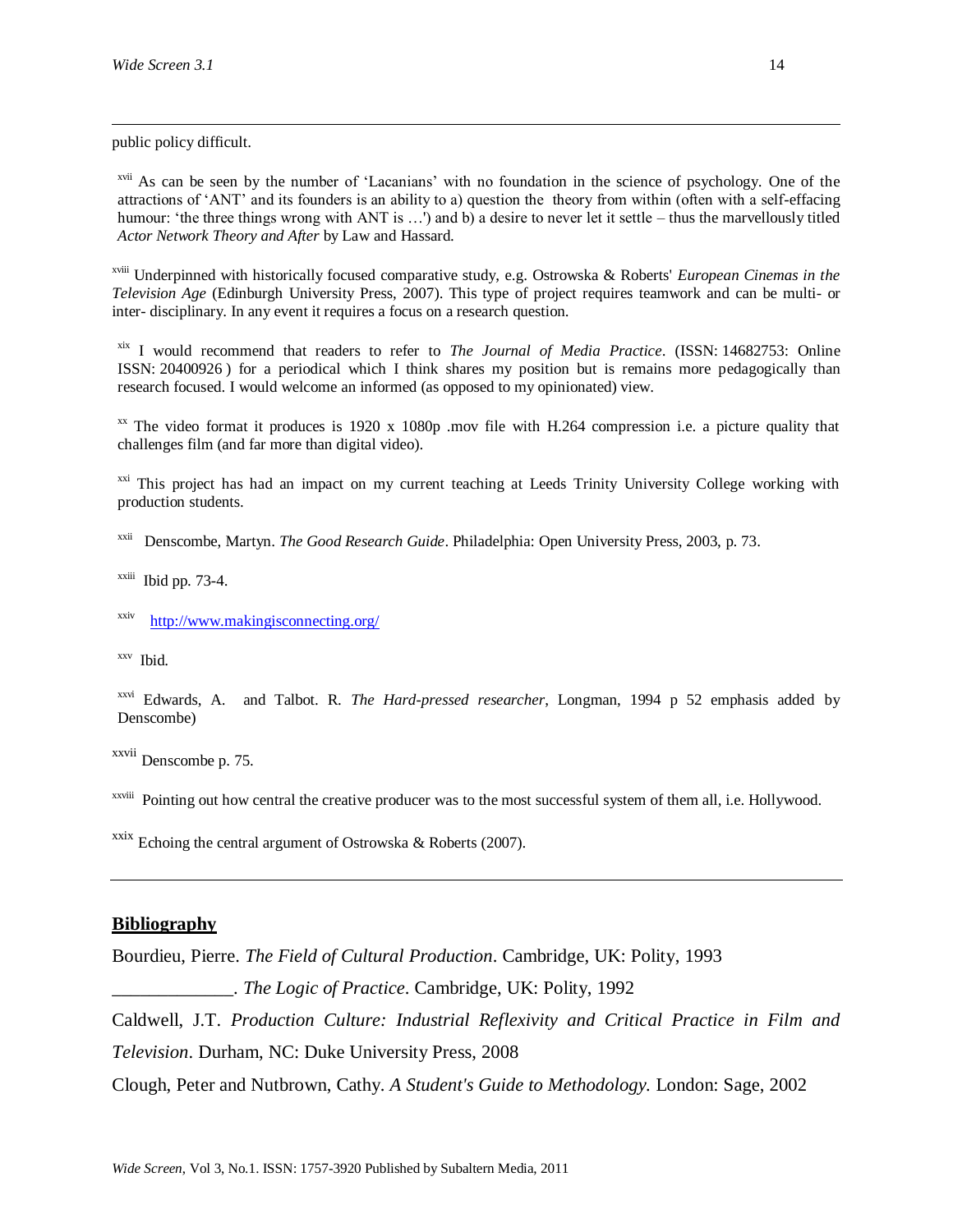public policy difficult.

[xvii] As can be seen by the number of 'Lacanians' with no foundation in the science of psychology. One of the attractions of 'ANT' and its founders is an ability to a) question the theory from within (often with a self-effacing humour: 'the three things wrong with ANT is …') and b) a desire to never let it settle – thus the marvellously titled *Actor Network Theory and After* by Law and Hassard.

[xviii] Underpinned with historically focused comparative study, e.g. Ostrowska & Roberts' *European Cinemas in the Television Age* (Edinburgh University Press, 2007). This type of project requires teamwork and can be multi- or inter- disciplinary. In any event it requires a focus on a research question.

[xix] I would recommend that readers to refer to *The Journal of Media Practice*. (ISSN: 14682753: Online ISSN: 20400926 ) for a periodical which I think shares my position but is remains more pedagogically than research focused. I would welcome an informed (as opposed to my opinionated) view.

[xx] The video format it produces is 1920 x 1080p .mov file with H.264 compression i.e. a picture quality that challenges film (and far more than digital video).

[xxi] This project has had an impact on my current teaching at Leeds Trinity University College working with production students.

[xxii] Denscombe, Martyn. *The Good Research Guide*. Philadelphia: Open University Press, 2003, p. 73.

[xxiii] Ibid pp. 73-4.

[xxiv] http://www.makingisconnecting.org/

[xxv] Ibid.

[xxvi] Edwards, A. and Talbot. R. *The Hard-pressed researcher*, Longman, 1994 p 52 emphasis added by Denscombe)

[xxvii] Denscombe p. 75.

[xxviii] Pointing out how central the creative producer was to the most successful system of them all, i.e. Hollywood.

[xxix] Echoing the central argument of Ostrowska & Roberts (2007).

## Bibliography

Bourdieu, Pierre. *The Field of Cultural Production*. Cambridge, UK: Polity, 1993

_____________. *The Logic of Practice*. Cambridge, UK: Polity, 1992

Caldwell, J.T. *Production Culture: Industrial Reflexivity and Critical Practice in Film and Television*. Durham, NC: Duke University Press, 2008

Clough, Peter and Nutbrown, Cathy. *A Student's Guide to Methodology.* London: Sage, 2002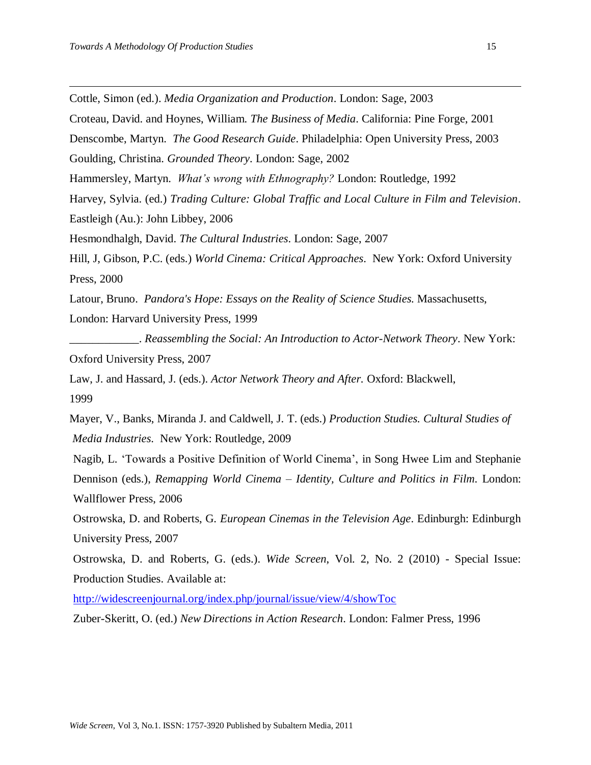Cottle, Simon (ed.). *Media Organization and Production*. London: Sage, 2003

Croteau, David. and Hoynes, William. *The Business of Media*. California: Pine Forge, 2001

Denscombe, Martyn. *The Good Research Guide*. Philadelphia: Open University Press, 2003

Goulding, Christina. *Grounded Theory*. London: Sage, 2002

Hammersley, Martyn. *What's wrong with Ethnography?* London: Routledge, 1992

Harvey, Sylvia. (ed.) *Trading Culture: Global Traffic and Local Culture in Film and Television*. Eastleigh (Au.): John Libbey, 2006

Hesmondhalgh, David. *The Cultural Industries*. London: Sage, 2007

Hill, J, Gibson, P.C. (eds.) *World Cinema: Critical Approaches*. New York: Oxford University Press, 2000

Latour, Bruno. *Pandora's Hope: Essays on the Reality of Science Studies.* Massachusetts, London: Harvard University Press, 1999

____________. *Reassembling the Social: An Introduction to Actor-Network Theory*. New York: Oxford University Press, 2007

Law, J. and Hassard, J. (eds.). *Actor Network Theory and After.* Oxford: Blackwell, 1999

Mayer, V., Banks, Miranda J. and Caldwell, J. T. (eds.) *Production Studies. Cultural Studies of Media Industries.* New York: Routledge, 2009

Nagib, L. 'Towards a Positive Definition of World Cinema', in Song Hwee Lim and Stephanie Dennison (eds.), *Remapping World Cinema – Identity, Culture and Politics in Film.* London: Wallflower Press, 2006

Ostrowska, D. and Roberts, G. *European Cinemas in the Television Age*. Edinburgh: Edinburgh University Press, 2007

Ostrowska, D. and Roberts, G. (eds.). *Wide Screen*, Vol. 2, No. 2 (2010) - Special Issue: Production Studies. Available at:

http://widescreenjournal.org/index.php/journal/issue/view/4/showToc

Zuber-Skeritt, O. (ed.) *New Directions in Action Research*. London: Falmer Press, 1996